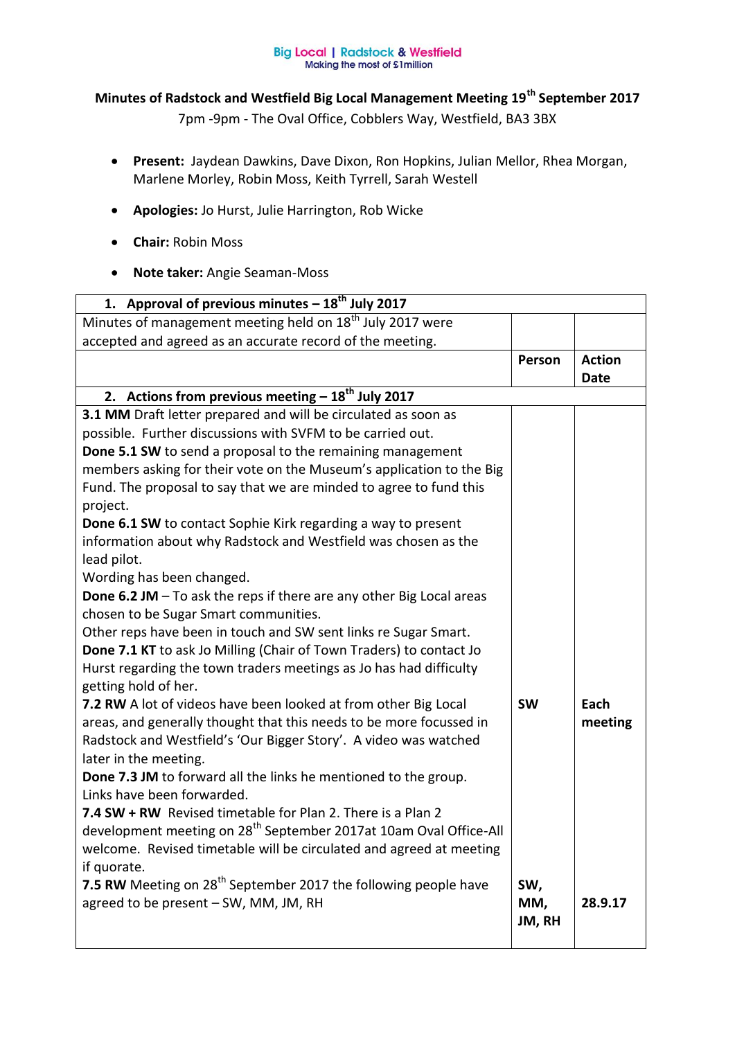Big Local | Radstock & Westfield
Making the most of £1million

## Minutes of Radstock and Westfield Big Local Management Meeting 19th September 2017

7pm -9pm - The Oval Office, Cobblers Way, Westfield, BA3 3BX

- **Present:** Jaydean Dawkins, Dave Dixon, Ron Hopkins, Julian Mellor, Rhea Morgan, Marlene Morley, Robin Moss, Keith Tyrrell, Sarah Westell
- **Apologies:** Jo Hurst, Julie Harrington, Rob Wicke
- **Chair:** Robin Moss
- **Note taker:** Angie Seaman-Moss

| **1. Approval of previous minutes – 18th July 2017** | | |
|---|---|---|
| Minutes of management meeting held on 18th July 2017 were accepted and agreed as an accurate record of the meeting. | | |
| | **Person** | **Action Date** |
| **2. Actions from previous meeting – 18th July 2017** | | |
| **3.1 MM** Draft letter prepared and will be circulated as soon as possible. Further discussions with SVFM to be carried out.<br>**Done 5.1 SW** to send a proposal to the remaining management members asking for their vote on the Museum's application to the Big Fund. The proposal to say that we are minded to agree to fund this project.<br>**Done 6.1 SW** to contact Sophie Kirk regarding a way to present information about why Radstock and Westfield was chosen as the lead pilot.<br>Wording has been changed.<br>**Done 6.2 JM** – To ask the reps if there are any other Big Local areas chosen to be Sugar Smart communities.<br>Other reps have been in touch and SW sent links re Sugar Smart.<br>**Done 7.1 KT** to ask Jo Milling (Chair of Town Traders) to contact Jo Hurst regarding the town traders meetings as Jo has had difficulty getting hold of her. | | |
| **7.2 RW** A lot of videos have been looked at from other Big Local areas, and generally thought that this needs to be more focussed in Radstock and Westfield's 'Our Bigger Story'. A video was watched later in the meeting.<br>**Done 7.3 JM** to forward all the links he mentioned to the group.<br>Links have been forwarded.<br>**7.4 SW + RW** Revised timetable for Plan 2. There is a Plan 2 development meeting on 28th September 2017at 10am Oval Office-All welcome. Revised timetable will be circulated and agreed at meeting if quorate. | **SW** | **Each meeting** |
| **7.5 RW** Meeting on 28th September 2017 the following people have agreed to be present – SW, MM, JM, RH | **SW, MM, JM, RH** | **28.9.17** |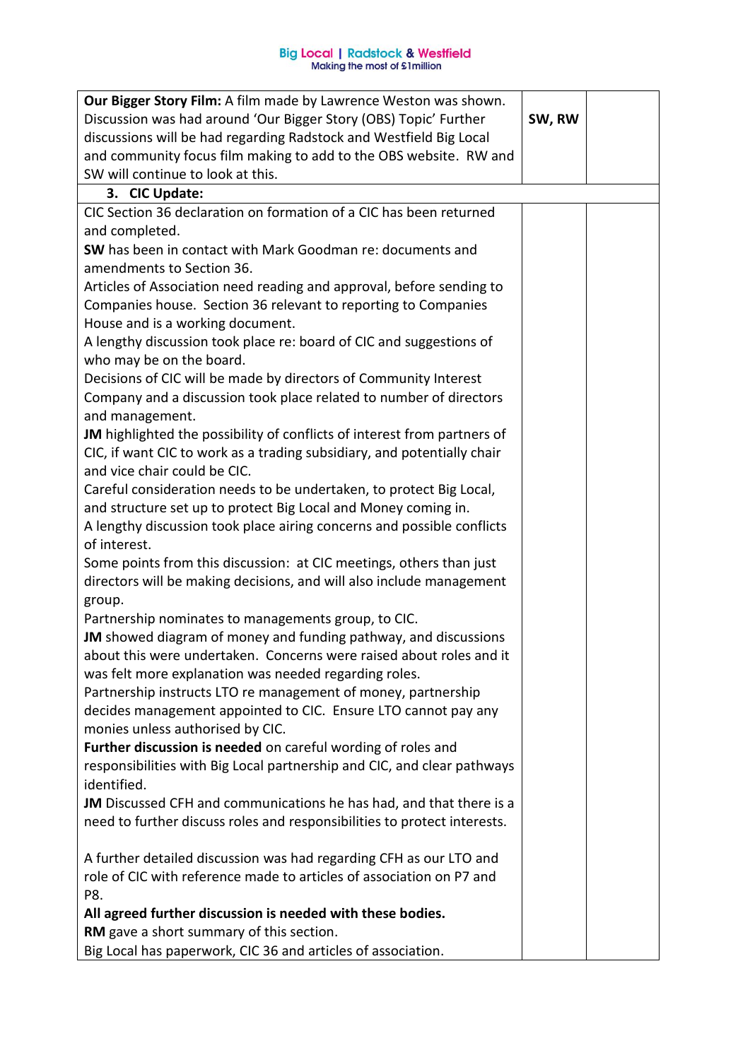| | | |
|---|---|---|
| **Our Bigger Story Film:** A film made by Lawrence Weston was shown. Discussion was had around 'Our Bigger Story (OBS) Topic' Further discussions will be had regarding Radstock and Westfield Big Local and community focus film making to add to the OBS website. RW and SW will continue to look at this. | SW, RW | |
| **3. CIC Update:** | | |
| CIC Section 36 declaration on formation of a CIC has been returned and completed.<br>**SW** has been in contact with Mark Goodman re: documents and amendments to Section 36.<br>Articles of Association need reading and approval, before sending to Companies house. Section 36 relevant to reporting to Companies House and is a working document.<br>A lengthy discussion took place re: board of CIC and suggestions of who may be on the board.<br>Decisions of CIC will be made by directors of Community Interest Company and a discussion took place related to number of directors and management.<br>**JM** highlighted the possibility of conflicts of interest from partners of CIC, if want CIC to work as a trading subsidiary, and potentially chair and vice chair could be CIC.<br>Careful consideration needs to be undertaken, to protect Big Local, and structure set up to protect Big Local and Money coming in.<br>A lengthy discussion took place airing concerns and possible conflicts of interest.<br>Some points from this discussion: at CIC meetings, others than just directors will be making decisions, and will also include management group.<br>Partnership nominates to managements group, to CIC.<br>**JM** showed diagram of money and funding pathway, and discussions about this were undertaken. Concerns were raised about roles and it was felt more explanation was needed regarding roles.<br>Partnership instructs LTO re management of money, partnership decides management appointed to CIC. Ensure LTO cannot pay any monies unless authorised by CIC.<br>**Further discussion is needed** on careful wording of roles and responsibilities with Big Local partnership and CIC, and clear pathways identified.<br>**JM** Discussed CFH and communications he has had, and that there is a need to further discuss roles and responsibilities to protect interests.<br><br>A further detailed discussion was had regarding CFH as our LTO and role of CIC with reference made to articles of association on P7 and P8.<br>**All agreed further discussion is needed with these bodies.**<br>**RM** gave a short summary of this section.<br>Big Local has paperwork, CIC 36 and articles of association. | | |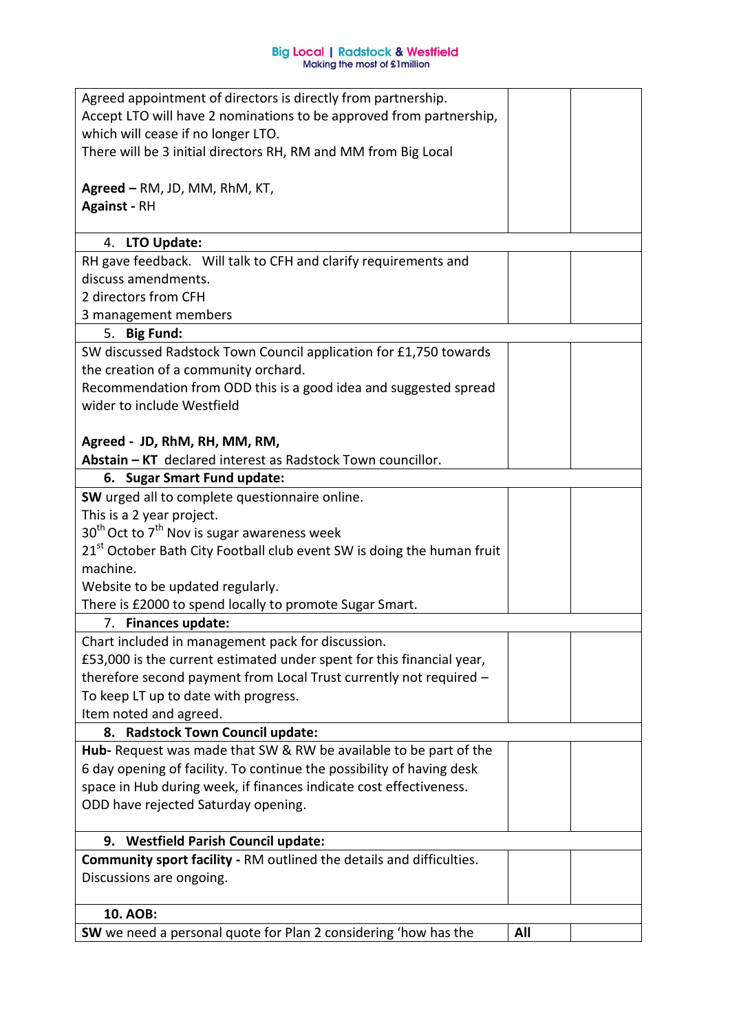| | | |
|---|---|---|
| Agreed appointment of directors is directly from partnership.<br>Accept LTO will have 2 nominations to be approved from partnership, which will cease if no longer LTO.<br>There will be 3 initial directors RH, RM and MM from Big Local<br><br>**Agreed –** RM, JD, MM, RhM, KT,<br>**Against -** RH | | |
| 4. **LTO Update:** | | |
| RH gave feedback. Will talk to CFH and clarify requirements and discuss amendments.<br>2 directors from CFH<br>3 management members | | |
| 5. **Big Fund:** | | |
| SW discussed Radstock Town Council application for £1,750 towards the creation of a community orchard.<br>Recommendation from ODD this is a good idea and suggested spread wider to include Westfield<br><br>**Agreed - JD, RhM, RH, MM, RM,**<br>**Abstain – KT** declared interest as Radstock Town councillor. | | |
| 6. **Sugar Smart Fund update:** | | |
| **SW** urged all to complete questionnaire online.<br>This is a 2 year project.<br>30th Oct to 7th Nov is sugar awareness week<br>21st October Bath City Football club event SW is doing the human fruit machine.<br>Website to be updated regularly.<br>There is £2000 to spend locally to promote Sugar Smart. | | |
| 7. **Finances update:** | | |
| Chart included in management pack for discussion.<br>£53,000 is the current estimated under spent for this financial year, therefore second payment from Local Trust currently not required – To keep LT up to date with progress.<br>Item noted and agreed. | | |
| 8. **Radstock Town Council update:** | | |
| **Hub-** Request was made that SW & RW be available to be part of the 6 day opening of facility. To continue the possibility of having desk space in Hub during week, if finances indicate cost effectiveness.<br>ODD have rejected Saturday opening. | | |
| 9. **Westfield Parish Council update:** | | |
| **Community sport facility -** RM outlined the details and difficulties.<br>Discussions are ongoing. | | |
| **10. AOB:** | | |
| **SW** we need a personal quote for Plan 2 considering 'how has the | **All** | |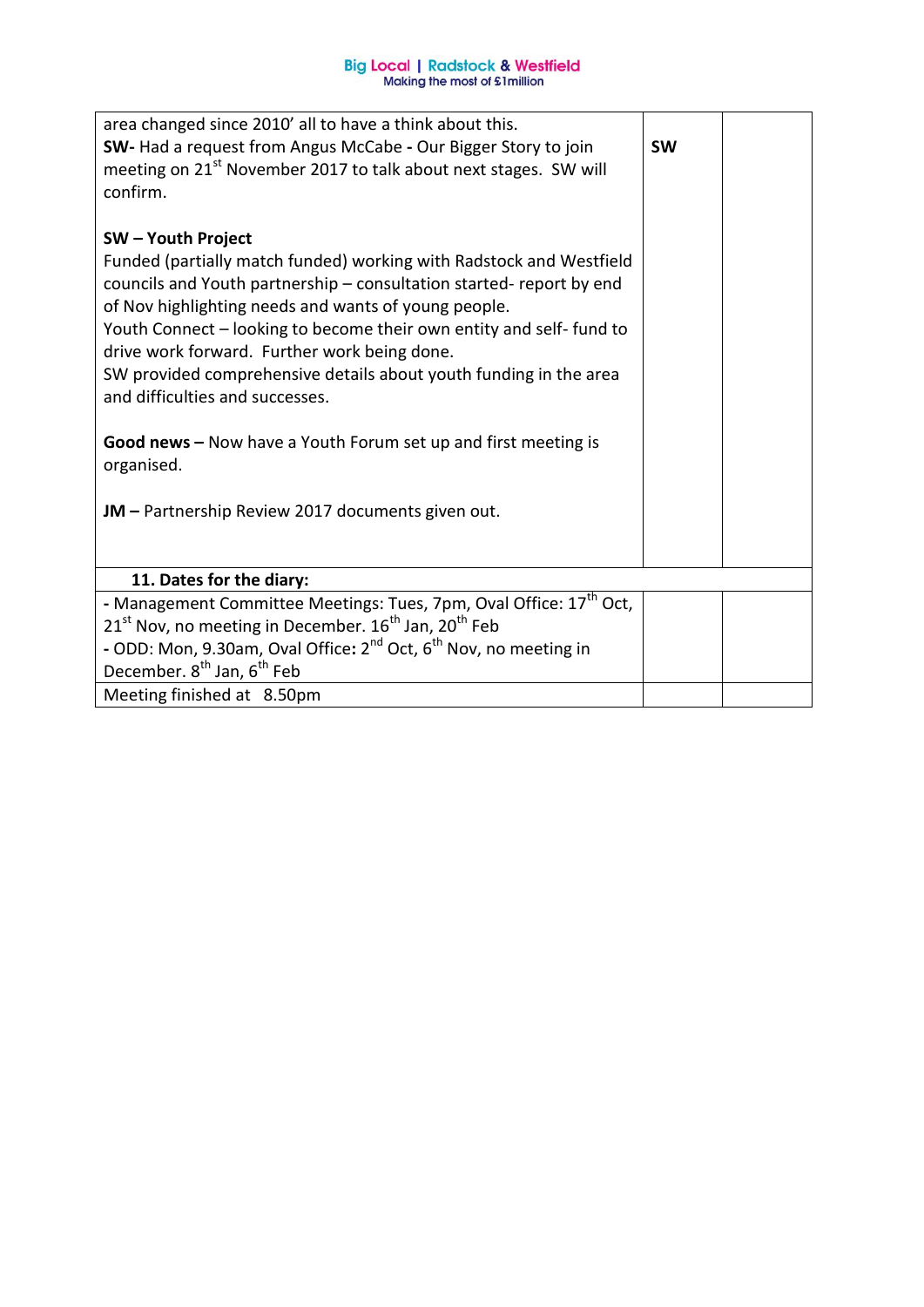| | | |
|---|---|---|
| area changed since 2010' all to have a think about this.<br>**SW-** Had a request from Angus McCabe **-** Our Bigger Story to join meeting on 21st November 2017 to talk about next stages. SW will confirm.<br><br>**SW – Youth Project**<br>Funded (partially match funded) working with Radstock and Westfield councils and Youth partnership – consultation started- report by end of Nov highlighting needs and wants of young people.<br>Youth Connect – looking to become their own entity and self- fund to drive work forward. Further work being done.<br>SW provided comprehensive details about youth funding in the area and difficulties and successes.<br><br>**Good news –** Now have a Youth Forum set up and first meeting is organised.<br><br>**JM –** Partnership Review 2017 documents given out. | **SW** | |
| **11. Dates for the diary:** | | |
| - Management Committee Meetings: Tues, 7pm, Oval Office: 17th Oct, 21st Nov, no meeting in December. 16th Jan, 20th Feb<br>- ODD: Mon, 9.30am, Oval Office**:** 2nd Oct, 6th Nov, no meeting in December. 8th Jan, 6th Feb | | |
| Meeting finished at 8.50pm | | |